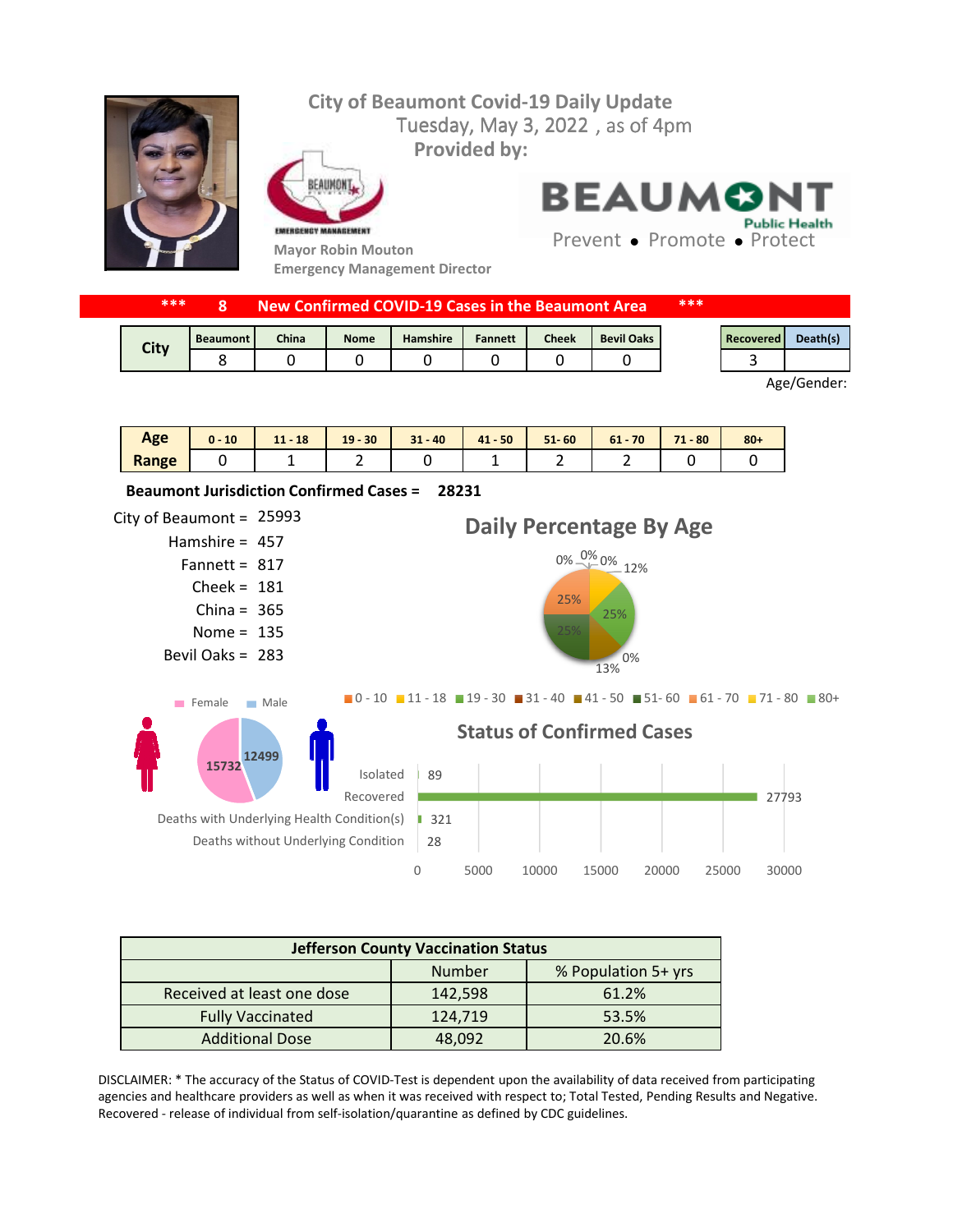# City of Beaumont Covid-19 Daily Update

Tuesday, May 3, 2022 , as of 4pm

**Provided by:**

Mayor Robin Mouton
Emergency Management Director

BEAUMONT Public Health
Prevent • Promote • Protect

**\*\*\* 8 New Confirmed COVID-19 Cases in the Beaumont Area \*\*\***

| City | Beaumont | China | Nome | Hamshire | Fannett | Cheek | Bevil Oaks |
|---|---|---|---|---|---|---|---|
| | 8 | 0 | 0 | 0 | 0 | 0 | 0 |

| Recovered | Death(s) |
|---|---|
| 3 | |

Age/Gender:

| Age Range | 0 - 10 | 11 - 18 | 19 - 30 | 31 - 40 | 41 - 50 | 51- 60 | 61 - 70 | 71 - 80 | 80+ |
|---|---|---|---|---|---|---|---|---|---|
| | 0 | 1 | 2 | 0 | 1 | 2 | 2 | 0 | 0 |

**Beaumont Jurisdiction Confirmed Cases = 28231**

City of Beaumont = 25993
Hamshire = 457
Fannett = 817
Cheek = 181
China = 365
Nome = 135
Bevil Oaks = 283

## Daily Percentage By Age

0 - 10: 0%; 11 - 18: 12%; 19 - 30: 25%; 31 - 40: 0%; 41 - 50: 13%; 51- 60: 25%; 61 - 70: 25%; 71 - 80: 0%; 80+: 0%

Female: 15732 | Male: 12499

## Status of Confirmed Cases

| Status | Number |
|---|---|
| Isolated | 89 |
| Recovered | 27793 |
| Deaths with Underlying Health Condition(s) | 321 |
| Deaths without Underlying Condition | 28 |

| Jefferson County Vaccination Status | | |
|---|---|---|
| | Number | % Population 5+ yrs |
| Received at least one dose | 142,598 | 61.2% |
| Fully Vaccinated | 124,719 | 53.5% |
| Additional Dose | 48,092 | 20.6% |

DISCLAIMER: * The accuracy of the Status of COVID-Test is dependent upon the availability of data received from participating agencies and healthcare providers as well as when it was received with respect to; Total Tested, Pending Results and Negative. Recovered - release of individual from self-isolation/quarantine as defined by CDC guidelines.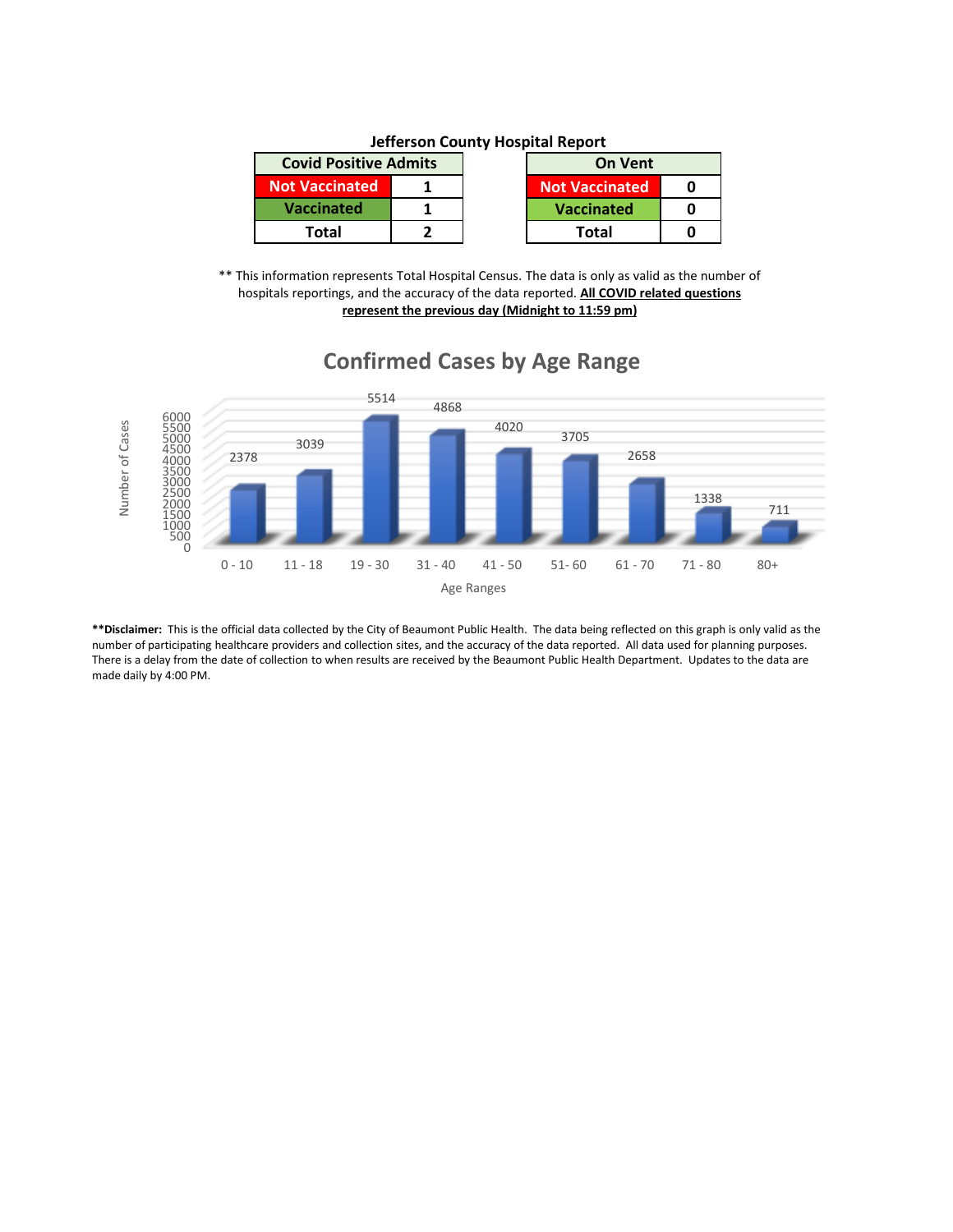## Jefferson County Hospital Report

| Covid Positive Admits | |
|---|---|
| Not Vaccinated | 1 |
| Vaccinated | 1 |
| Total | 2 |

| On Vent | |
|---|---|
| Not Vaccinated | 0 |
| Vaccinated | 0 |
| Total | 0 |

** This information represents Total Hospital Census. The data is only as valid as the number of hospitals reportings, and the accuracy of the data reported. **All COVID related questions represent the previous day (Midnight to 11:59 pm)**

## Confirmed Cases by Age Range

Number of Cases

6000
5500
5000
4500
4000
3500
3000
2500
2000
1500
1000
500
0

0 - 10: 2378
11 - 18: 3039
19 - 30: 5514
31 - 40: 4868
41 - 50: 4020
51- 60: 3705
61 - 70: 2658
71 - 80: 1338
80+: 711

Age Ranges

****Disclaimer:** This is the official data collected by the City of Beaumont Public Health. The data being reflected on this graph is only valid as the number of participating healthcare providers and collection sites, and the accuracy of the data reported. All data used for planning purposes. There is a delay from the date of collection to when results are received by the Beaumont Public Health Department. Updates to the data are made daily by 4:00 PM.